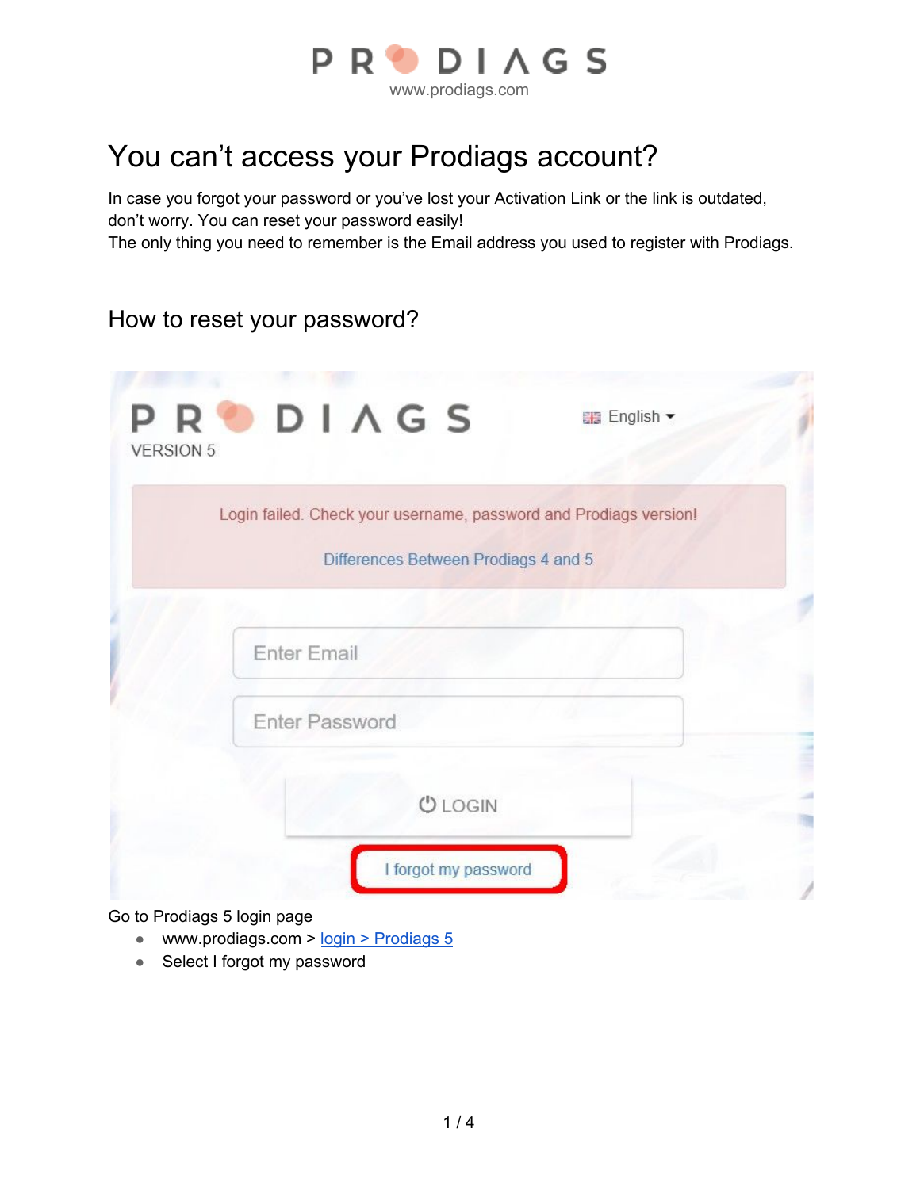# You can't access your Prodiags account?

In case you forgot your password or you've lost your Activation Link or the link is outdated, don't worry. You can reset your password easily!
The only thing you need to remember is the Email address you used to register with Prodiags.

## How to reset your password?

Go to Prodiags 5 login page

- www.prodiags.com > login > Prodiags 5
- Select I forgot my password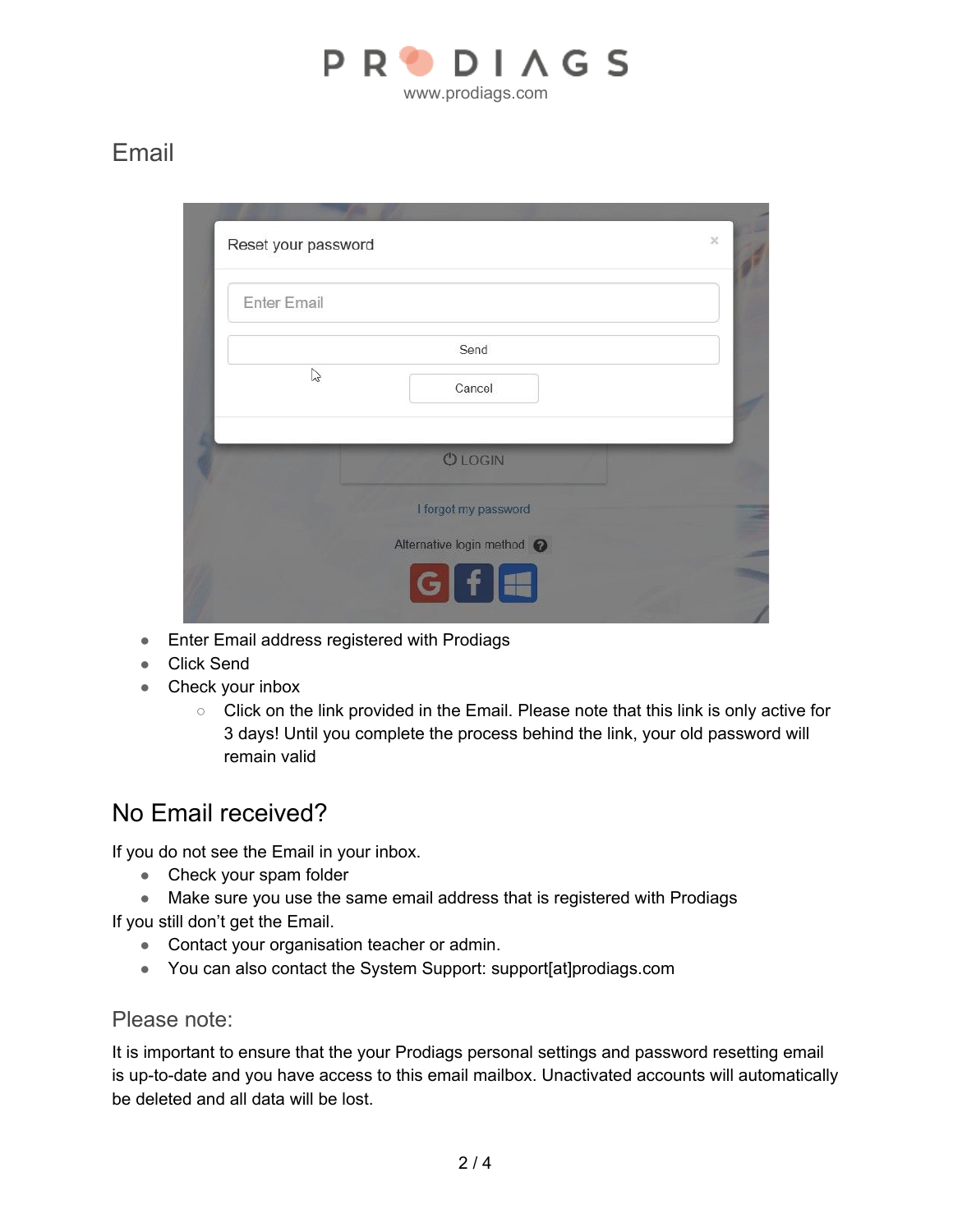# Email

- Enter Email address registered with Prodiags
- Click Send
- Check your inbox
    - Click on the link provided in the Email. Please note that this link is only active for 3 days! Until you complete the process behind the link, your old password will remain valid

## No Email received?

If you do not see the Email in your inbox.

- Check your spam folder
- Make sure you use the same email address that is registered with Prodiags

If you still don’t get the Email.

- Contact your organisation teacher or admin.
- You can also contact the System Support: support[at]prodiags.com

### Please note:

It is important to ensure that the your Prodiags personal settings and password resetting email is up-to-date and you have access to this email mailbox. Unactivated accounts will automatically be deleted and all data will be lost.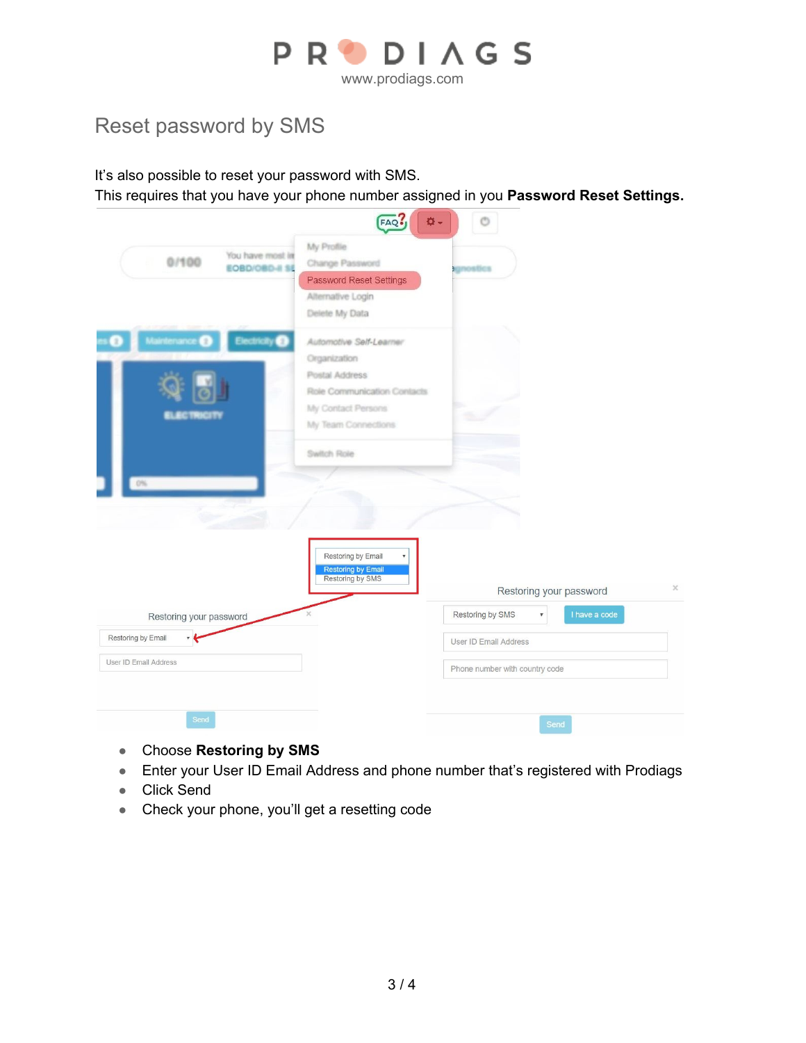# Reset password by SMS

It's also possible to reset your password with SMS.
This requires that you have your phone number assigned in you **Password Reset Settings.**

- Choose **Restoring by SMS**
- Enter your User ID Email Address and phone number that's registered with Prodiags
- Click Send
- Check your phone, you'll get a resetting code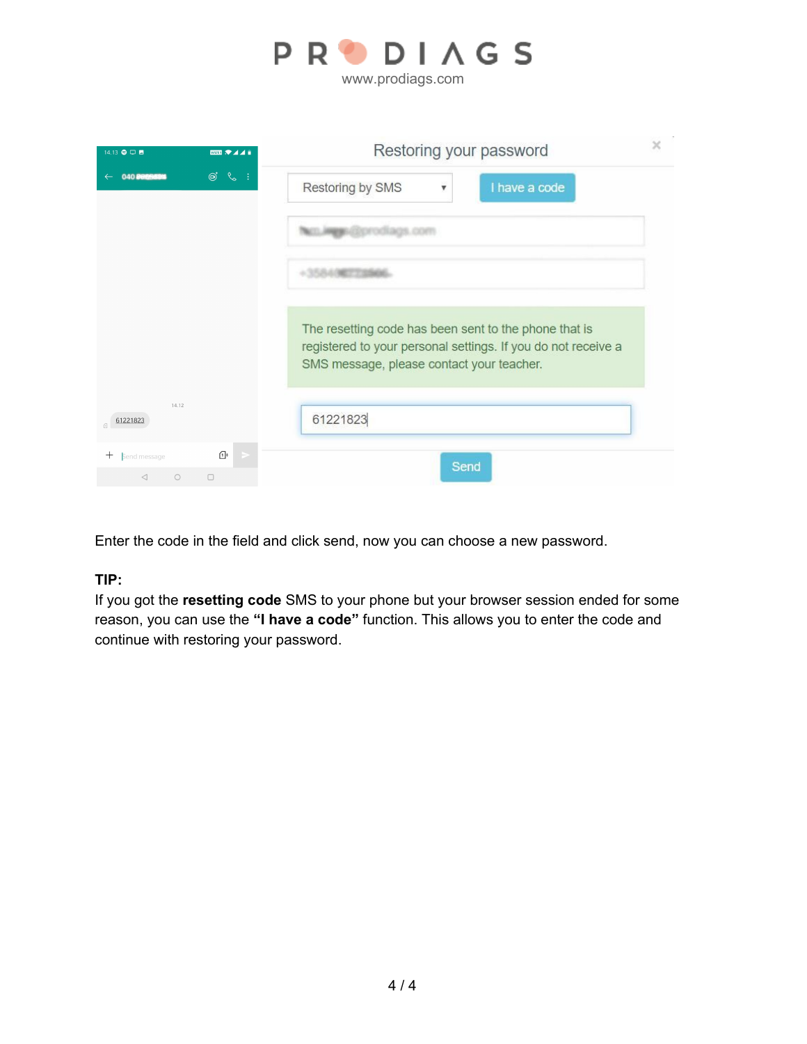Enter the code in the field and click send, now you can choose a new password.

**TIP:**

If you got the **resetting code** SMS to your phone but your browser session ended for some reason, you can use the **“I have a code”** function. This allows you to enter the code and continue with restoring your password.